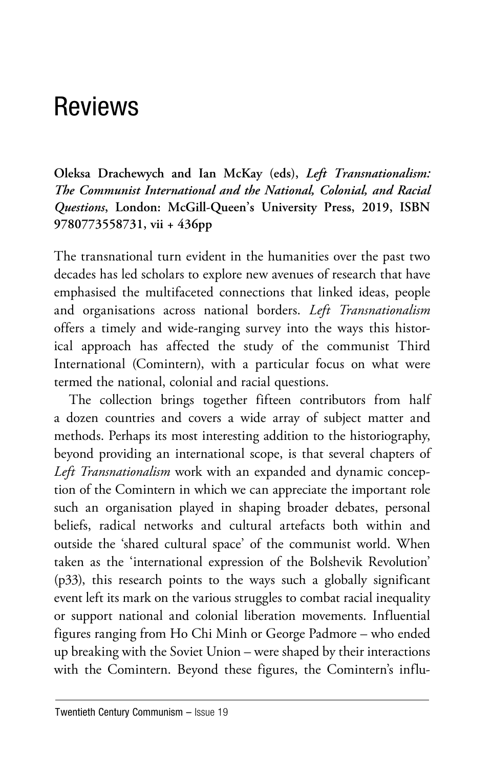# Reviews

**Oleksa Drachewych and Ian McKay (eds),** ***Left Transnationalism: The Communist International and the National, Colonial, and Racial Questions*****, London: McGill-Queen's University Press, 2019, ISBN 9780773558731, vii + 436pp**

The transnational turn evident in the humanities over the past two decades has led scholars to explore new avenues of research that have emphasised the multifaceted connections that linked ideas, people and organisations across national borders. *Left Transnationalism* offers a timely and wide-ranging survey into the ways this historical approach has affected the study of the communist Third International (Comintern), with a particular focus on what were termed the national, colonial and racial questions.

The collection brings together fifteen contributors from half a dozen countries and covers a wide array of subject matter and methods. Perhaps its most interesting addition to the historiography, beyond providing an international scope, is that several chapters of *Left Transnationalism* work with an expanded and dynamic conception of the Comintern in which we can appreciate the important role such an organisation played in shaping broader debates, personal beliefs, radical networks and cultural artefacts both within and outside the 'shared cultural space' of the communist world. When taken as the 'international expression of the Bolshevik Revolution' (p33), this research points to the ways such a globally significant event left its mark on the various struggles to combat racial inequality or support national and colonial liberation movements. Influential figures ranging from Ho Chi Minh or George Padmore – who ended up breaking with the Soviet Union – were shaped by their interactions with the Comintern. Beyond these figures, the Comintern's influ-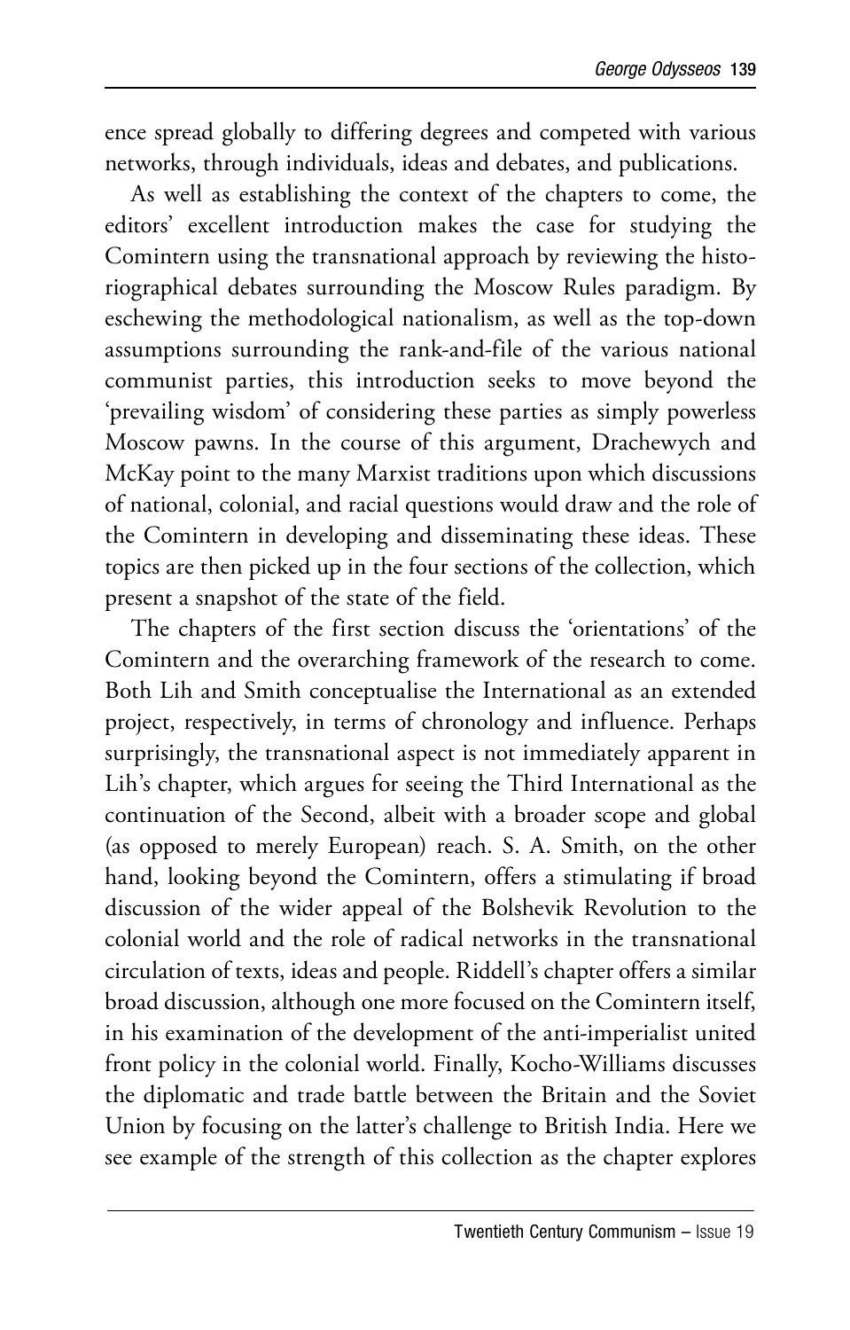ence spread globally to differing degrees and competed with various networks, through individuals, ideas and debates, and publications.

As well as establishing the context of the chapters to come, the editors' excellent introduction makes the case for studying the Comintern using the transnational approach by reviewing the historiographical debates surrounding the Moscow Rules paradigm. By eschewing the methodological nationalism, as well as the top-down assumptions surrounding the rank-and-file of the various national communist parties, this introduction seeks to move beyond the 'prevailing wisdom' of considering these parties as simply powerless Moscow pawns. In the course of this argument, Drachewych and McKay point to the many Marxist traditions upon which discussions of national, colonial, and racial questions would draw and the role of the Comintern in developing and disseminating these ideas. These topics are then picked up in the four sections of the collection, which present a snapshot of the state of the field.

The chapters of the first section discuss the 'orientations' of the Comintern and the overarching framework of the research to come. Both Lih and Smith conceptualise the International as an extended project, respectively, in terms of chronology and influence. Perhaps surprisingly, the transnational aspect is not immediately apparent in Lih's chapter, which argues for seeing the Third International as the continuation of the Second, albeit with a broader scope and global (as opposed to merely European) reach. S. A. Smith, on the other hand, looking beyond the Comintern, offers a stimulating if broad discussion of the wider appeal of the Bolshevik Revolution to the colonial world and the role of radical networks in the transnational circulation of texts, ideas and people. Riddell's chapter offers a similar broad discussion, although one more focused on the Comintern itself, in his examination of the development of the anti-imperialist united front policy in the colonial world. Finally, Kocho-Williams discusses the diplomatic and trade battle between the Britain and the Soviet Union by focusing on the latter's challenge to British India. Here we see example of the strength of this collection as the chapter explores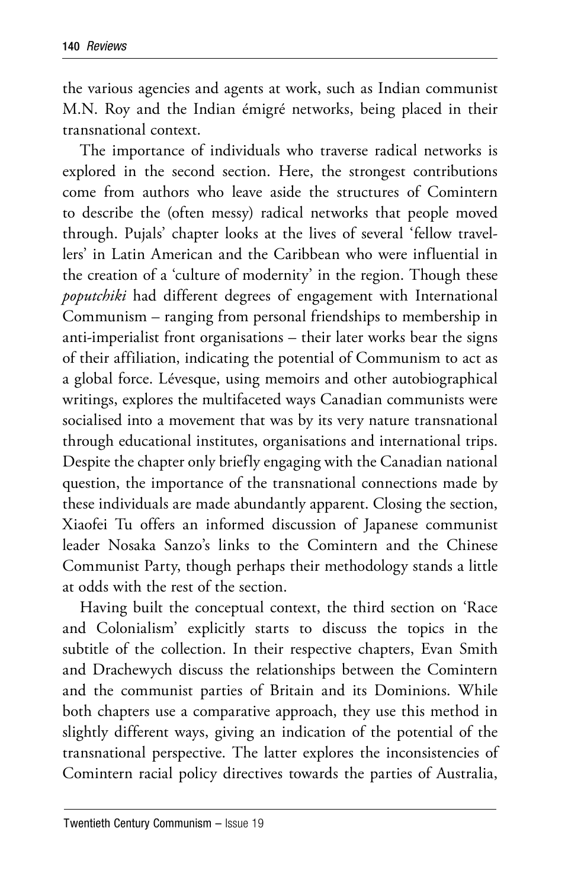the various agencies and agents at work, such as Indian communist M.N. Roy and the Indian émigré networks, being placed in their transnational context.

The importance of individuals who traverse radical networks is explored in the second section. Here, the strongest contributions come from authors who leave aside the structures of Comintern to describe the (often messy) radical networks that people moved through. Pujals' chapter looks at the lives of several 'fellow travellers' in Latin American and the Caribbean who were influential in the creation of a 'culture of modernity' in the region. Though these *poputchiki* had different degrees of engagement with International Communism – ranging from personal friendships to membership in anti-imperialist front organisations – their later works bear the signs of their affiliation, indicating the potential of Communism to act as a global force. Lévesque, using memoirs and other autobiographical writings, explores the multifaceted ways Canadian communists were socialised into a movement that was by its very nature transnational through educational institutes, organisations and international trips. Despite the chapter only briefly engaging with the Canadian national question, the importance of the transnational connections made by these individuals are made abundantly apparent. Closing the section, Xiaofei Tu offers an informed discussion of Japanese communist leader Nosaka Sanzo's links to the Comintern and the Chinese Communist Party, though perhaps their methodology stands a little at odds with the rest of the section.

Having built the conceptual context, the third section on 'Race and Colonialism' explicitly starts to discuss the topics in the subtitle of the collection. In their respective chapters, Evan Smith and Drachewych discuss the relationships between the Comintern and the communist parties of Britain and its Dominions. While both chapters use a comparative approach, they use this method in slightly different ways, giving an indication of the potential of the transnational perspective. The latter explores the inconsistencies of Comintern racial policy directives towards the parties of Australia,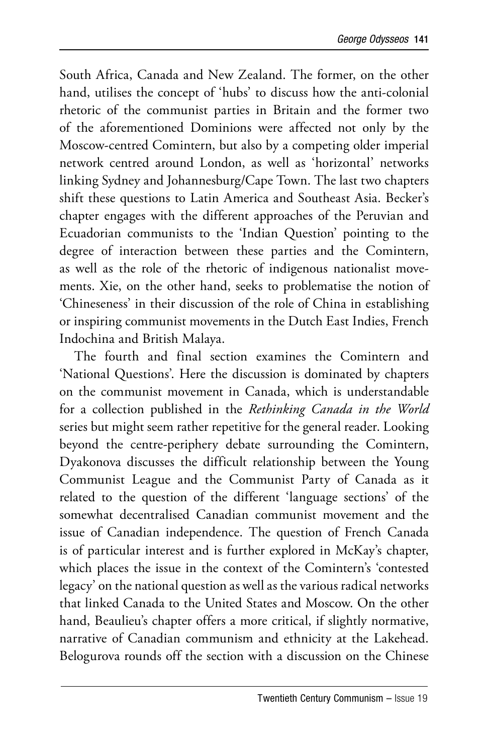South Africa, Canada and New Zealand. The former, on the other hand, utilises the concept of 'hubs' to discuss how the anti-colonial rhetoric of the communist parties in Britain and the former two of the aforementioned Dominions were affected not only by the Moscow-centred Comintern, but also by a competing older imperial network centred around London, as well as 'horizontal' networks linking Sydney and Johannesburg/Cape Town. The last two chapters shift these questions to Latin America and Southeast Asia. Becker's chapter engages with the different approaches of the Peruvian and Ecuadorian communists to the 'Indian Question' pointing to the degree of interaction between these parties and the Comintern, as well as the role of the rhetoric of indigenous nationalist movements. Xie, on the other hand, seeks to problematise the notion of 'Chineseness' in their discussion of the role of China in establishing or inspiring communist movements in the Dutch East Indies, French Indochina and British Malaya.

The fourth and final section examines the Comintern and 'National Questions'. Here the discussion is dominated by chapters on the communist movement in Canada, which is understandable for a collection published in the *Rethinking Canada in the World* series but might seem rather repetitive for the general reader. Looking beyond the centre-periphery debate surrounding the Comintern, Dyakonova discusses the difficult relationship between the Young Communist League and the Communist Party of Canada as it related to the question of the different 'language sections' of the somewhat decentralised Canadian communist movement and the issue of Canadian independence. The question of French Canada is of particular interest and is further explored in McKay's chapter, which places the issue in the context of the Comintern's 'contested legacy' on the national question as well as the various radical networks that linked Canada to the United States and Moscow. On the other hand, Beaulieu's chapter offers a more critical, if slightly normative, narrative of Canadian communism and ethnicity at the Lakehead. Belogurova rounds off the section with a discussion on the Chinese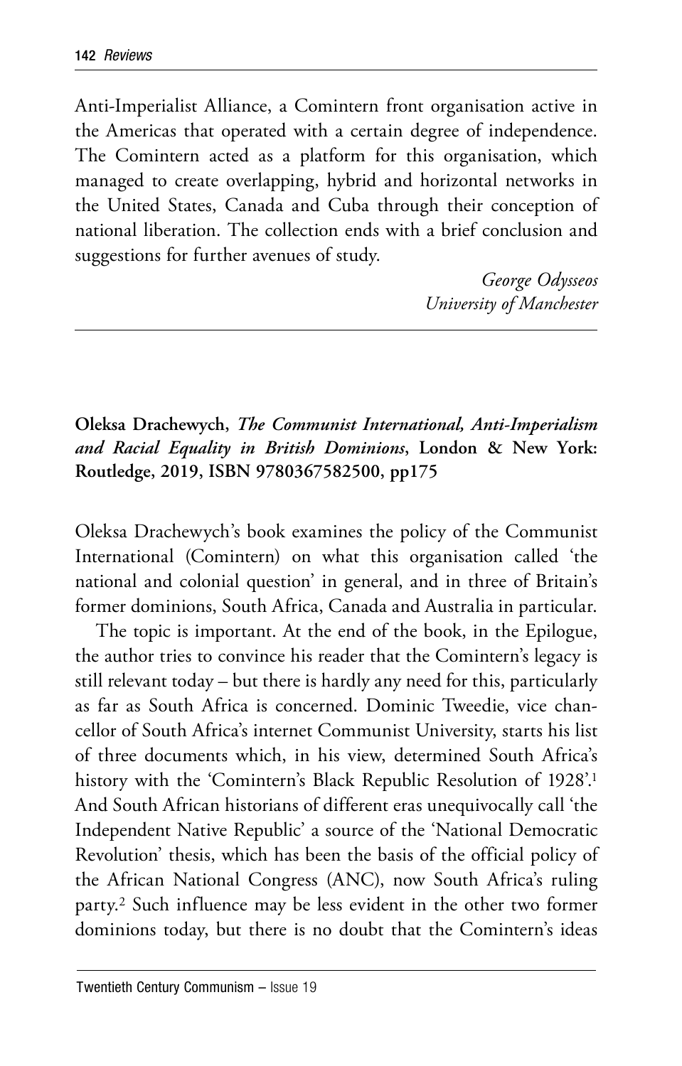Anti-Imperialist Alliance, a Comintern front organisation active in the Americas that operated with a certain degree of independence. The Comintern acted as a platform for this organisation, which managed to create overlapping, hybrid and horizontal networks in the United States, Canada and Cuba through their conception of national liberation. The collection ends with a brief conclusion and suggestions for further avenues of study.

*George Odysseos*
*University of Manchester*

---

**Oleksa Drachewych, *The Communist International, Anti-Imperialism and Racial Equality in British Dominions*, London & New York: Routledge, 2019, ISBN 9780367582500, pp175**

Oleksa Drachewych's book examines the policy of the Communist International (Comintern) on what this organisation called 'the national and colonial question' in general, and in three of Britain's former dominions, South Africa, Canada and Australia in particular.

The topic is important. At the end of the book, in the Epilogue, the author tries to convince his reader that the Comintern's legacy is still relevant today – but there is hardly any need for this, particularly as far as South Africa is concerned. Dominic Tweedie, vice chancellor of South Africa's internet Communist University, starts his list of three documents which, in his view, determined South Africa's history with the 'Comintern's Black Republic Resolution of 1928'.[1] And South African historians of different eras unequivocally call 'the Independent Native Republic' a source of the 'National Democratic Revolution' thesis, which has been the basis of the official policy of the African National Congress (ANC), now South Africa's ruling party.[2] Such influence may be less evident in the other two former dominions today, but there is no doubt that the Comintern's ideas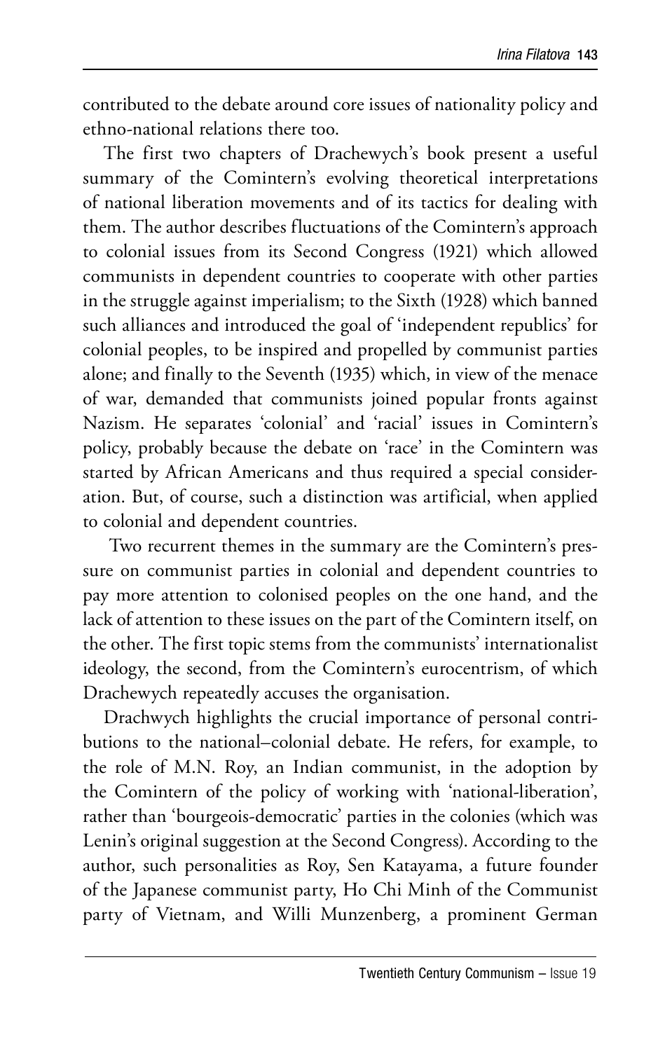contributed to the debate around core issues of nationality policy and ethno-national relations there too.

The first two chapters of Drachewych's book present a useful summary of the Comintern's evolving theoretical interpretations of national liberation movements and of its tactics for dealing with them. The author describes fluctuations of the Comintern's approach to colonial issues from its Second Congress (1921) which allowed communists in dependent countries to cooperate with other parties in the struggle against imperialism; to the Sixth (1928) which banned such alliances and introduced the goal of 'independent republics' for colonial peoples, to be inspired and propelled by communist parties alone; and finally to the Seventh (1935) which, in view of the menace of war, demanded that communists joined popular fronts against Nazism. He separates 'colonial' and 'racial' issues in Comintern's policy, probably because the debate on 'race' in the Comintern was started by African Americans and thus required a special consideration. But, of course, such a distinction was artificial, when applied to colonial and dependent countries.

Two recurrent themes in the summary are the Comintern's pressure on communist parties in colonial and dependent countries to pay more attention to colonised peoples on the one hand, and the lack of attention to these issues on the part of the Comintern itself, on the other. The first topic stems from the communists' internationalist ideology, the second, from the Comintern's eurocentrism, of which Drachewych repeatedly accuses the organisation.

Drachwych highlights the crucial importance of personal contributions to the national–colonial debate. He refers, for example, to the role of M.N. Roy, an Indian communist, in the adoption by the Comintern of the policy of working with 'national-liberation', rather than 'bourgeois-democratic' parties in the colonies (which was Lenin's original suggestion at the Second Congress). According to the author, such personalities as Roy, Sen Katayama, a future founder of the Japanese communist party, Ho Chi Minh of the Communist party of Vietnam, and Willi Munzenberg, a prominent German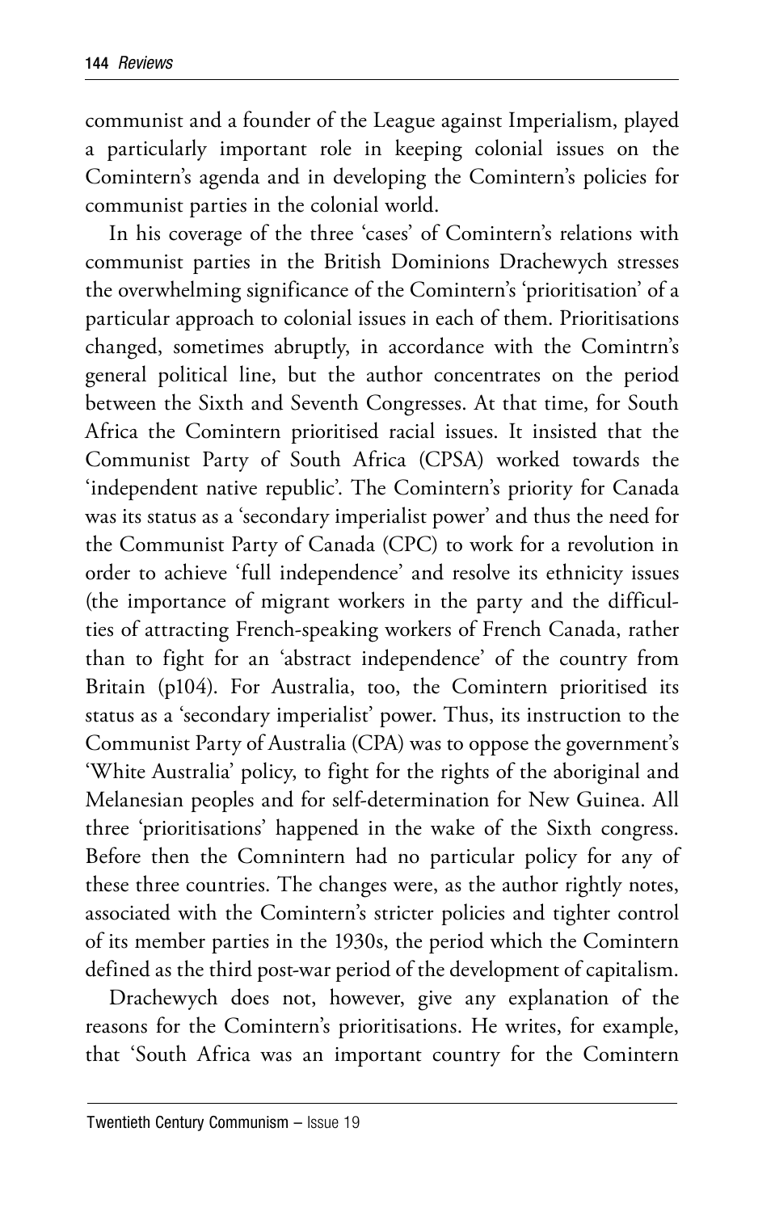communist and a founder of the League against Imperialism, played a particularly important role in keeping colonial issues on the Comintern's agenda and in developing the Comintern's policies for communist parties in the colonial world.

In his coverage of the three 'cases' of Comintern's relations with communist parties in the British Dominions Drachewych stresses the overwhelming significance of the Comintern's 'prioritisation' of a particular approach to colonial issues in each of them. Prioritisations changed, sometimes abruptly, in accordance with the Comintrn's general political line, but the author concentrates on the period between the Sixth and Seventh Congresses. At that time, for South Africa the Comintern prioritised racial issues. It insisted that the Communist Party of South Africa (CPSA) worked towards the 'independent native republic'. The Comintern's priority for Canada was its status as a 'secondary imperialist power' and thus the need for the Communist Party of Canada (CPC) to work for a revolution in order to achieve 'full independence' and resolve its ethnicity issues (the importance of migrant workers in the party and the difficulties of attracting French-speaking workers of French Canada, rather than to fight for an 'abstract independence' of the country from Britain (p104). For Australia, too, the Comintern prioritised its status as a 'secondary imperialist' power. Thus, its instruction to the Communist Party of Australia (CPA) was to oppose the government's 'White Australia' policy, to fight for the rights of the aboriginal and Melanesian peoples and for self-determination for New Guinea. All three 'prioritisations' happened in the wake of the Sixth congress. Before then the Comnintern had no particular policy for any of these three countries. The changes were, as the author rightly notes, associated with the Comintern's stricter policies and tighter control of its member parties in the 1930s, the period which the Comintern defined as the third post-war period of the development of capitalism.

Drachewych does not, however, give any explanation of the reasons for the Comintern's prioritisations. He writes, for example, that 'South Africa was an important country for the Comintern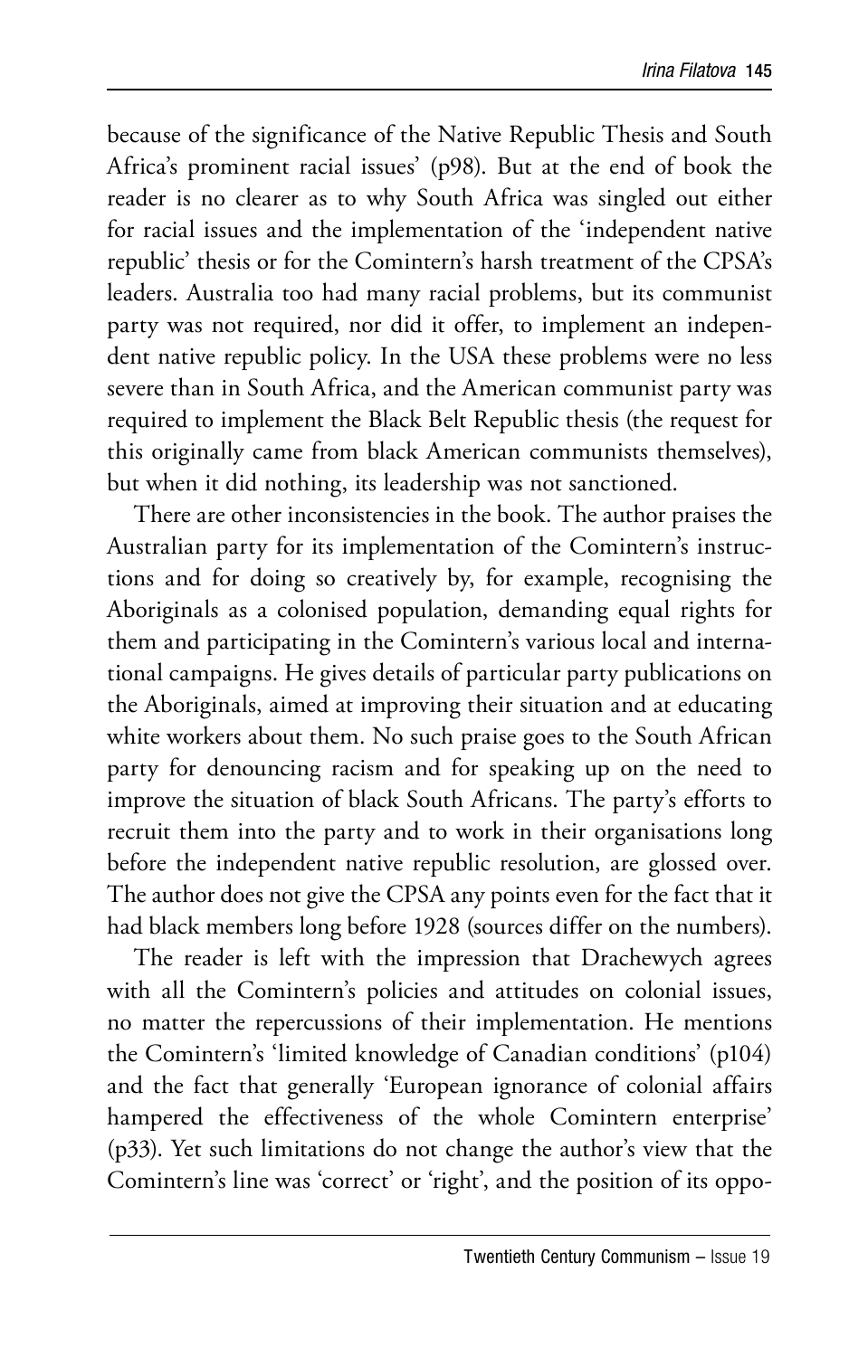because of the significance of the Native Republic Thesis and South Africa's prominent racial issues' (p98). But at the end of book the reader is no clearer as to why South Africa was singled out either for racial issues and the implementation of the 'independent native republic' thesis or for the Comintern's harsh treatment of the CPSA's leaders. Australia too had many racial problems, but its communist party was not required, nor did it offer, to implement an independent native republic policy. In the USA these problems were no less severe than in South Africa, and the American communist party was required to implement the Black Belt Republic thesis (the request for this originally came from black American communists themselves), but when it did nothing, its leadership was not sanctioned.

There are other inconsistencies in the book. The author praises the Australian party for its implementation of the Comintern's instructions and for doing so creatively by, for example, recognising the Aboriginals as a colonised population, demanding equal rights for them and participating in the Comintern's various local and international campaigns. He gives details of particular party publications on the Aboriginals, aimed at improving their situation and at educating white workers about them. No such praise goes to the South African party for denouncing racism and for speaking up on the need to improve the situation of black South Africans. The party's efforts to recruit them into the party and to work in their organisations long before the independent native republic resolution, are glossed over. The author does not give the CPSA any points even for the fact that it had black members long before 1928 (sources differ on the numbers).

The reader is left with the impression that Drachewych agrees with all the Comintern's policies and attitudes on colonial issues, no matter the repercussions of their implementation. He mentions the Comintern's 'limited knowledge of Canadian conditions' (p104) and the fact that generally 'European ignorance of colonial affairs hampered the effectiveness of the whole Comintern enterprise' (p33). Yet such limitations do not change the author's view that the Comintern's line was 'correct' or 'right', and the position of its oppo-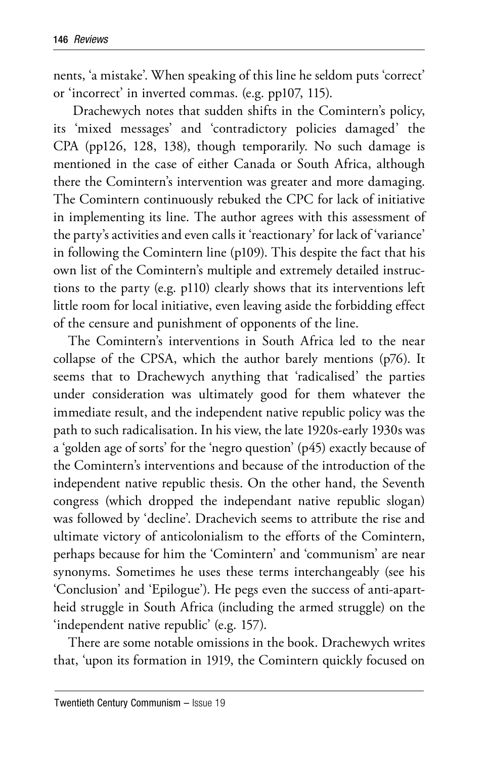nents, 'a mistake'. When speaking of this line he seldom puts 'correct' or 'incorrect' in inverted commas. (e.g. pp107, 115).

Drachewych notes that sudden shifts in the Comintern's policy, its 'mixed messages' and 'contradictory policies damaged' the CPA (pp126, 128, 138), though temporarily. No such damage is mentioned in the case of either Canada or South Africa, although there the Comintern's intervention was greater and more damaging. The Comintern continuously rebuked the CPC for lack of initiative in implementing its line. The author agrees with this assessment of the party's activities and even calls it 'reactionary' for lack of 'variance' in following the Comintern line (p109). This despite the fact that his own list of the Comintern's multiple and extremely detailed instructions to the party (e.g. p110) clearly shows that its interventions left little room for local initiative, even leaving aside the forbidding effect of the censure and punishment of opponents of the line.

The Comintern's interventions in South Africa led to the near collapse of the CPSA, which the author barely mentions (p76). It seems that to Drachewych anything that 'radicalised' the parties under consideration was ultimately good for them whatever the immediate result, and the independent native republic policy was the path to such radicalisation. In his view, the late 1920s-early 1930s was a 'golden age of sorts' for the 'negro question' (p45) exactly because of the Comintern's interventions and because of the introduction of the independent native republic thesis. On the other hand, the Seventh congress (which dropped the independant native republic slogan) was followed by 'decline'. Drachevich seems to attribute the rise and ultimate victory of anticolonialism to the efforts of the Comintern, perhaps because for him the 'Comintern' and 'communism' are near synonyms. Sometimes he uses these terms interchangeably (see his 'Conclusion' and 'Epilogue'). He pegs even the success of anti-apartheid struggle in South Africa (including the armed struggle) on the 'independent native republic' (e.g. 157).

There are some notable omissions in the book. Drachewych writes that, 'upon its formation in 1919, the Comintern quickly focused on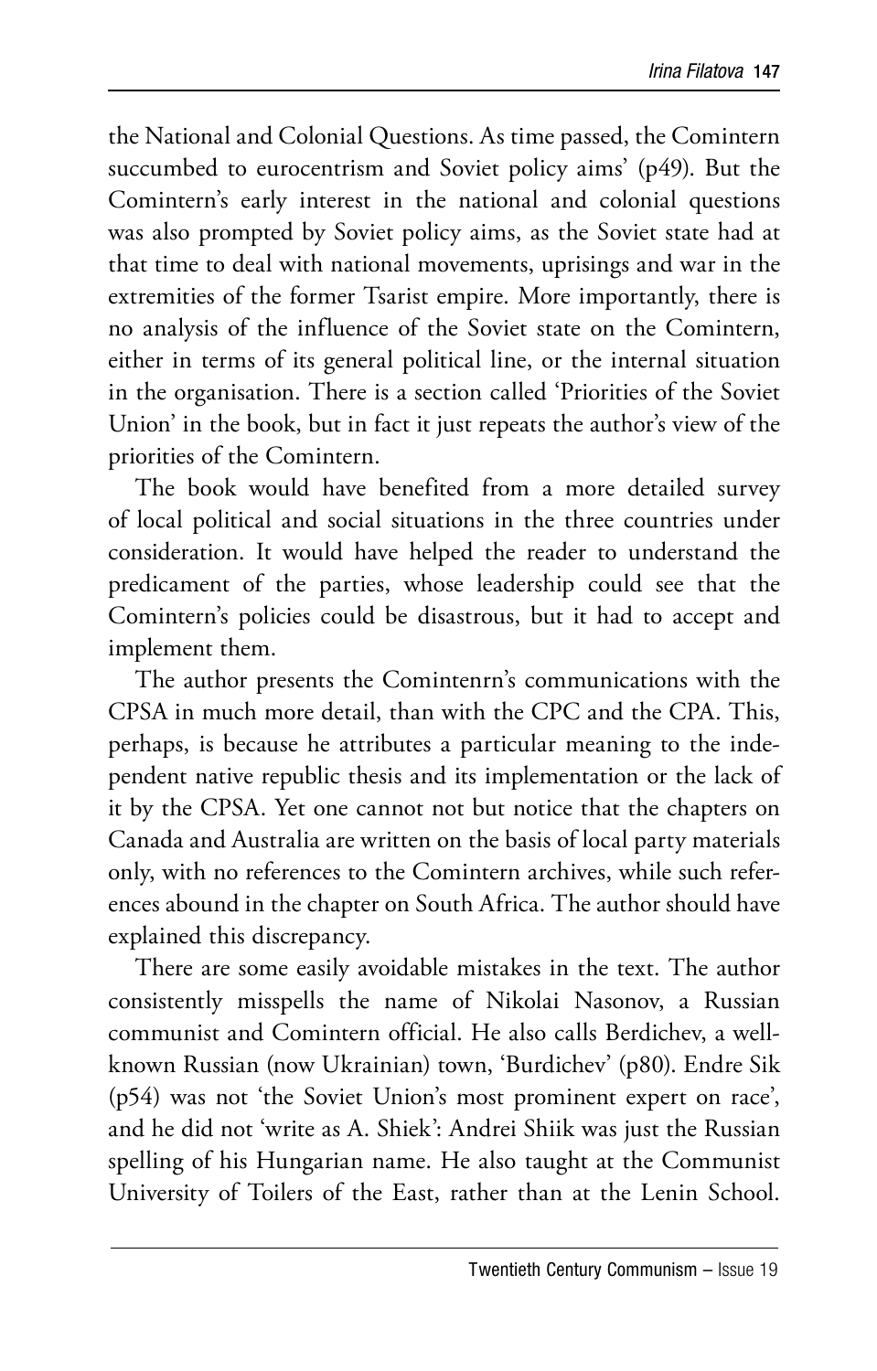the National and Colonial Questions. As time passed, the Comintern succumbed to eurocentrism and Soviet policy aims' (p49). But the Comintern's early interest in the national and colonial questions was also prompted by Soviet policy aims, as the Soviet state had at that time to deal with national movements, uprisings and war in the extremities of the former Tsarist empire. More importantly, there is no analysis of the influence of the Soviet state on the Comintern, either in terms of its general political line, or the internal situation in the organisation. There is a section called 'Priorities of the Soviet Union' in the book, but in fact it just repeats the author's view of the priorities of the Comintern.

The book would have benefited from a more detailed survey of local political and social situations in the three countries under consideration. It would have helped the reader to understand the predicament of the parties, whose leadership could see that the Comintern's policies could be disastrous, but it had to accept and implement them.

The author presents the Comintenrn's communications with the CPSA in much more detail, than with the CPC and the CPA. This, perhaps, is because he attributes a particular meaning to the independent native republic thesis and its implementation or the lack of it by the CPSA. Yet one cannot not but notice that the chapters on Canada and Australia are written on the basis of local party materials only, with no references to the Comintern archives, while such references abound in the chapter on South Africa. The author should have explained this discrepancy.

There are some easily avoidable mistakes in the text. The author consistently misspells the name of Nikolai Nasonov, a Russian communist and Comintern official. He also calls Berdichev, a well-known Russian (now Ukrainian) town, 'Burdichev' (p80). Endre Sik (p54) was not 'the Soviet Union's most prominent expert on race', and he did not 'write as A. Shiek': Andrei Shiik was just the Russian spelling of his Hungarian name. He also taught at the Communist University of Toilers of the East, rather than at the Lenin School.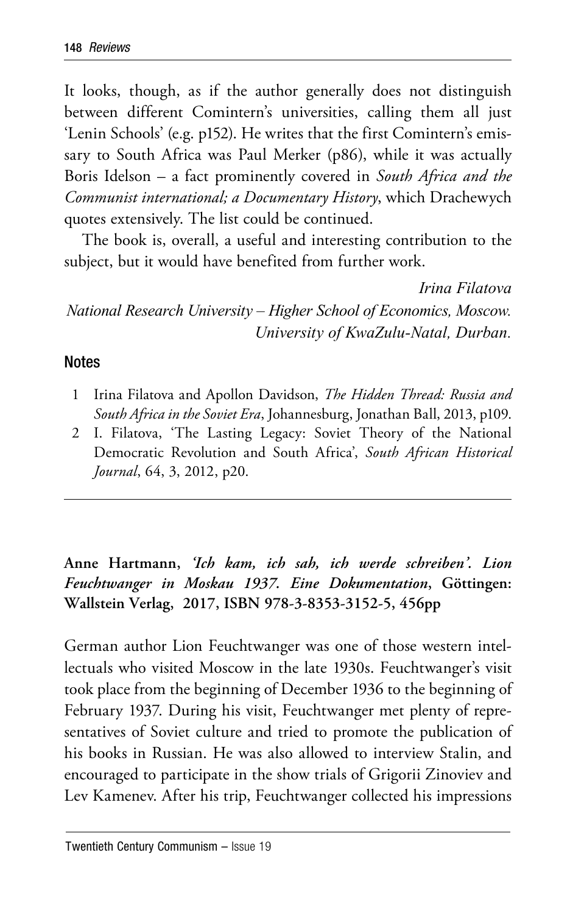It looks, though, as if the author generally does not distinguish between different Comintern's universities, calling them all just 'Lenin Schools' (e.g. p152). He writes that the first Comintern's emissary to South Africa was Paul Merker (p86), while it was actually Boris Idelson – a fact prominently covered in *South Africa and the Communist international; a Documentary History*, which Drachewych quotes extensively. The list could be continued.

The book is, overall, a useful and interesting contribution to the subject, but it would have benefited from further work.

*Irina Filatova*
*National Research University – Higher School of Economics, Moscow.*
*University of KwaZulu-Natal, Durban.*

## Notes

1. Irina Filatova and Apollon Davidson, *The Hidden Thread: Russia and South Africa in the Soviet Era*, Johannesburg, Jonathan Ball, 2013, p109.
2. I. Filatova, 'The Lasting Legacy: Soviet Theory of the National Democratic Revolution and South Africa', *South African Historical Journal*, 64, 3, 2012, p20.

---

**Anne Hartmann, *'Ich kam, ich sah, ich werde schreiben'. Lion Feuchtwanger in Moskau 1937. Eine Dokumentation*, Göttingen: Wallstein Verlag, 2017, ISBN 978-3-8353-3152-5, 456pp**

German author Lion Feuchtwanger was one of those western intellectuals who visited Moscow in the late 1930s. Feuchtwanger's visit took place from the beginning of December 1936 to the beginning of February 1937. During his visit, Feuchtwanger met plenty of representatives of Soviet culture and tried to promote the publication of his books in Russian. He was also allowed to interview Stalin, and encouraged to participate in the show trials of Grigorii Zinoviev and Lev Kamenev. After his trip, Feuchtwanger collected his impressions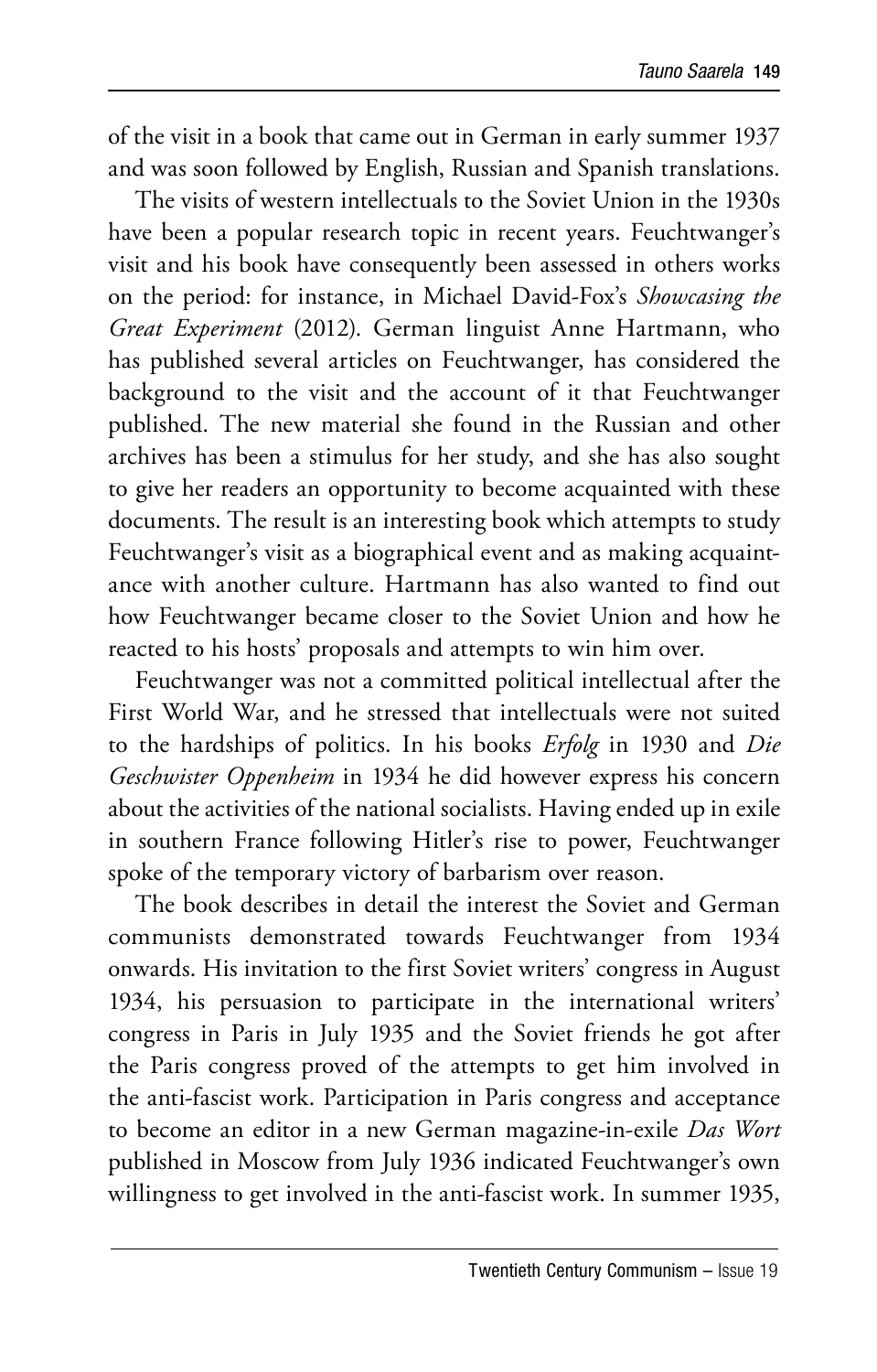of the visit in a book that came out in German in early summer 1937 and was soon followed by English, Russian and Spanish translations.

The visits of western intellectuals to the Soviet Union in the 1930s have been a popular research topic in recent years. Feuchtwanger's visit and his book have consequently been assessed in others works on the period: for instance, in Michael David-Fox's *Showcasing the Great Experiment* (2012). German linguist Anne Hartmann, who has published several articles on Feuchtwanger, has considered the background to the visit and the account of it that Feuchtwanger published. The new material she found in the Russian and other archives has been a stimulus for her study, and she has also sought to give her readers an opportunity to become acquainted with these documents. The result is an interesting book which attempts to study Feuchtwanger's visit as a biographical event and as making acquaintance with another culture. Hartmann has also wanted to find out how Feuchtwanger became closer to the Soviet Union and how he reacted to his hosts' proposals and attempts to win him over.

Feuchtwanger was not a committed political intellectual after the First World War, and he stressed that intellectuals were not suited to the hardships of politics. In his books *Erfolg* in 1930 and *Die Geschwister Oppenheim* in 1934 he did however express his concern about the activities of the national socialists. Having ended up in exile in southern France following Hitler's rise to power, Feuchtwanger spoke of the temporary victory of barbarism over reason.

The book describes in detail the interest the Soviet and German communists demonstrated towards Feuchtwanger from 1934 onwards. His invitation to the first Soviet writers' congress in August 1934, his persuasion to participate in the international writers' congress in Paris in July 1935 and the Soviet friends he got after the Paris congress proved of the attempts to get him involved in the anti-fascist work. Participation in Paris congress and acceptance to become an editor in a new German magazine-in-exile *Das Wort* published in Moscow from July 1936 indicated Feuchtwanger's own willingness to get involved in the anti-fascist work. In summer 1935,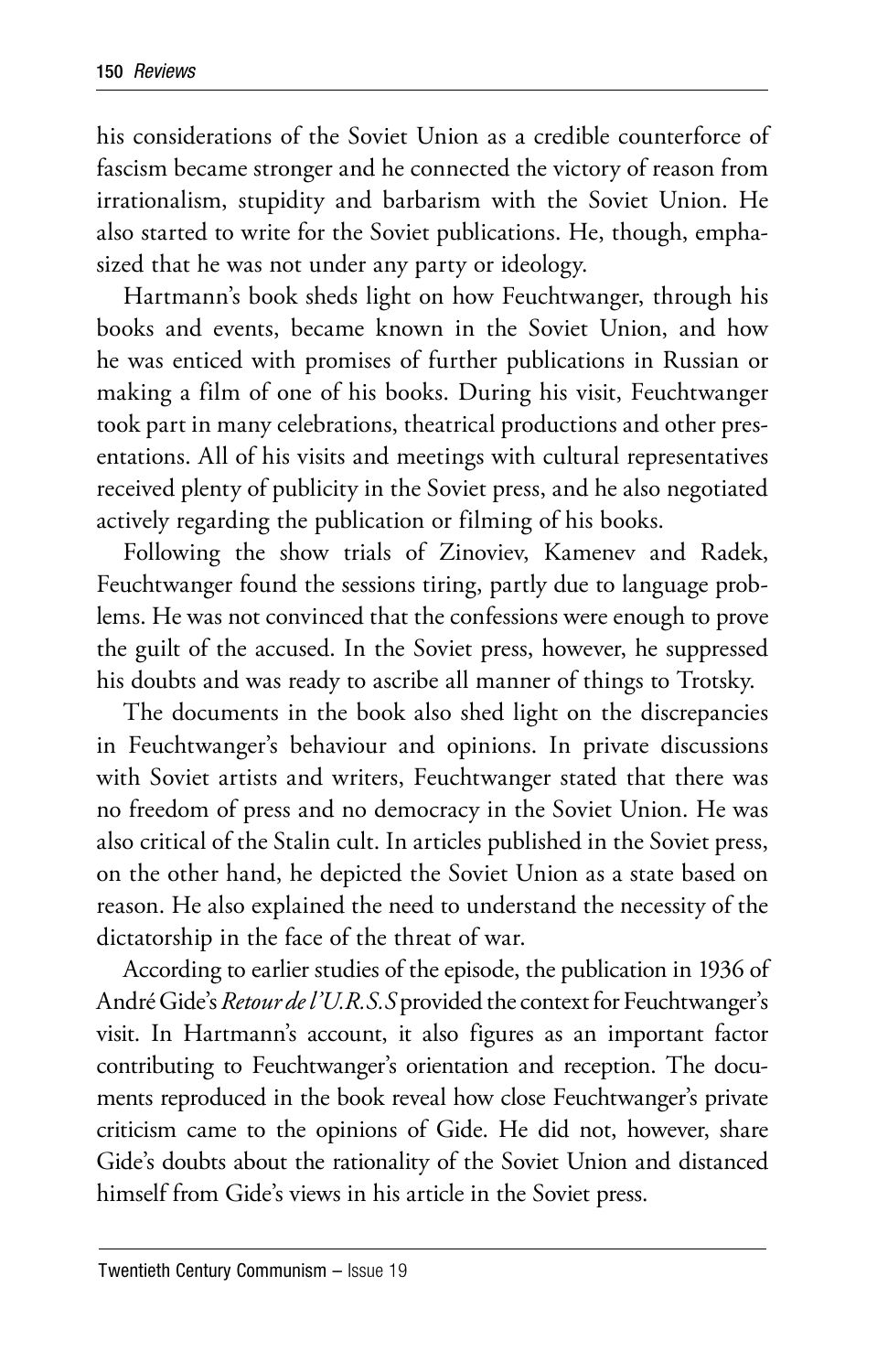his considerations of the Soviet Union as a credible counterforce of fascism became stronger and he connected the victory of reason from irrationalism, stupidity and barbarism with the Soviet Union. He also started to write for the Soviet publications. He, though, emphasized that he was not under any party or ideology.

Hartmann's book sheds light on how Feuchtwanger, through his books and events, became known in the Soviet Union, and how he was enticed with promises of further publications in Russian or making a film of one of his books. During his visit, Feuchtwanger took part in many celebrations, theatrical productions and other presentations. All of his visits and meetings with cultural representatives received plenty of publicity in the Soviet press, and he also negotiated actively regarding the publication or filming of his books.

Following the show trials of Zinoviev, Kamenev and Radek, Feuchtwanger found the sessions tiring, partly due to language problems. He was not convinced that the confessions were enough to prove the guilt of the accused. In the Soviet press, however, he suppressed his doubts and was ready to ascribe all manner of things to Trotsky.

The documents in the book also shed light on the discrepancies in Feuchtwanger's behaviour and opinions. In private discussions with Soviet artists and writers, Feuchtwanger stated that there was no freedom of press and no democracy in the Soviet Union. He was also critical of the Stalin cult. In articles published in the Soviet press, on the other hand, he depicted the Soviet Union as a state based on reason. He also explained the need to understand the necessity of the dictatorship in the face of the threat of war.

According to earlier studies of the episode, the publication in 1936 of André Gide's *Retour de l'U.R.S.S* provided the context for Feuchtwanger's visit. In Hartmann's account, it also figures as an important factor contributing to Feuchtwanger's orientation and reception. The documents reproduced in the book reveal how close Feuchtwanger's private criticism came to the opinions of Gide. He did not, however, share Gide's doubts about the rationality of the Soviet Union and distanced himself from Gide's views in his article in the Soviet press.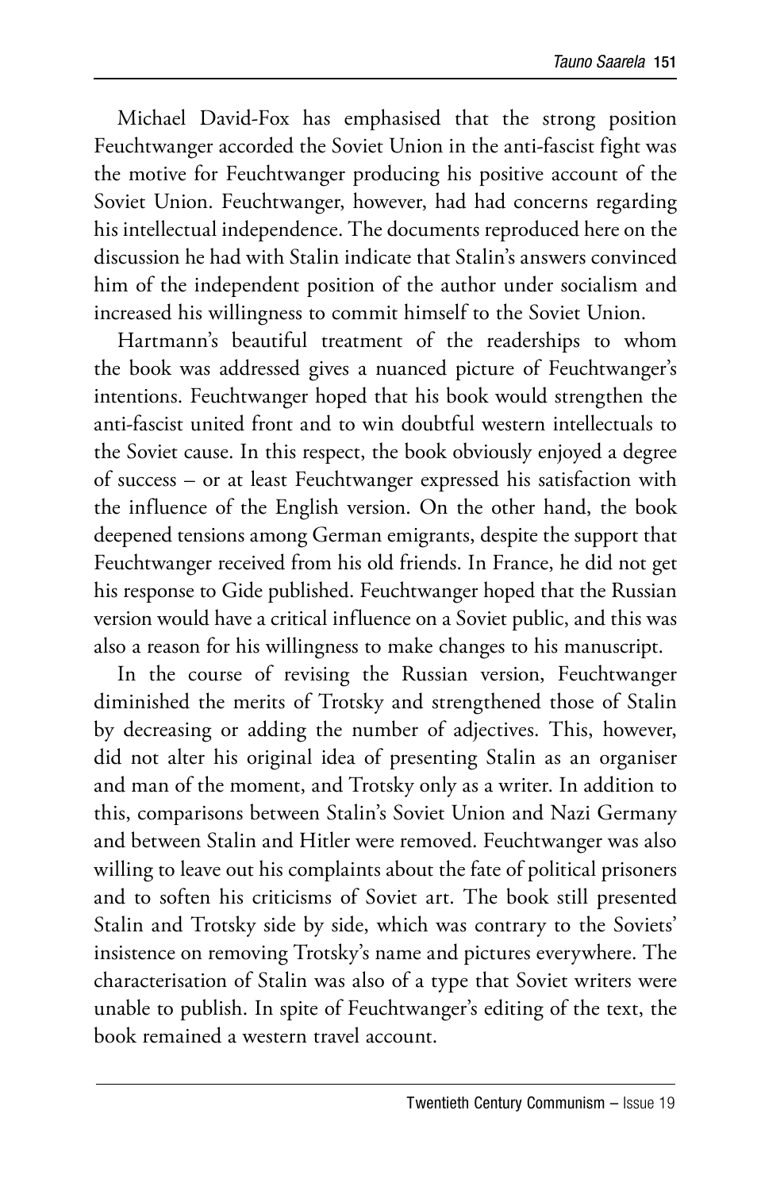Michael David-Fox has emphasised that the strong position Feuchtwanger accorded the Soviet Union in the anti-fascist fight was the motive for Feuchtwanger producing his positive account of the Soviet Union. Feuchtwanger, however, had had concerns regarding his intellectual independence. The documents reproduced here on the discussion he had with Stalin indicate that Stalin's answers convinced him of the independent position of the author under socialism and increased his willingness to commit himself to the Soviet Union.

Hartmann's beautiful treatment of the readerships to whom the book was addressed gives a nuanced picture of Feuchtwanger's intentions. Feuchtwanger hoped that his book would strengthen the anti-fascist united front and to win doubtful western intellectuals to the Soviet cause. In this respect, the book obviously enjoyed a degree of success – or at least Feuchtwanger expressed his satisfaction with the influence of the English version. On the other hand, the book deepened tensions among German emigrants, despite the support that Feuchtwanger received from his old friends. In France, he did not get his response to Gide published. Feuchtwanger hoped that the Russian version would have a critical influence on a Soviet public, and this was also a reason for his willingness to make changes to his manuscript.

In the course of revising the Russian version, Feuchtwanger diminished the merits of Trotsky and strengthened those of Stalin by decreasing or adding the number of adjectives. This, however, did not alter his original idea of presenting Stalin as an organiser and man of the moment, and Trotsky only as a writer. In addition to this, comparisons between Stalin's Soviet Union and Nazi Germany and between Stalin and Hitler were removed. Feuchtwanger was also willing to leave out his complaints about the fate of political prisoners and to soften his criticisms of Soviet art. The book still presented Stalin and Trotsky side by side, which was contrary to the Soviets' insistence on removing Trotsky's name and pictures everywhere. The characterisation of Stalin was also of a type that Soviet writers were unable to publish. In spite of Feuchtwanger's editing of the text, the book remained a western travel account.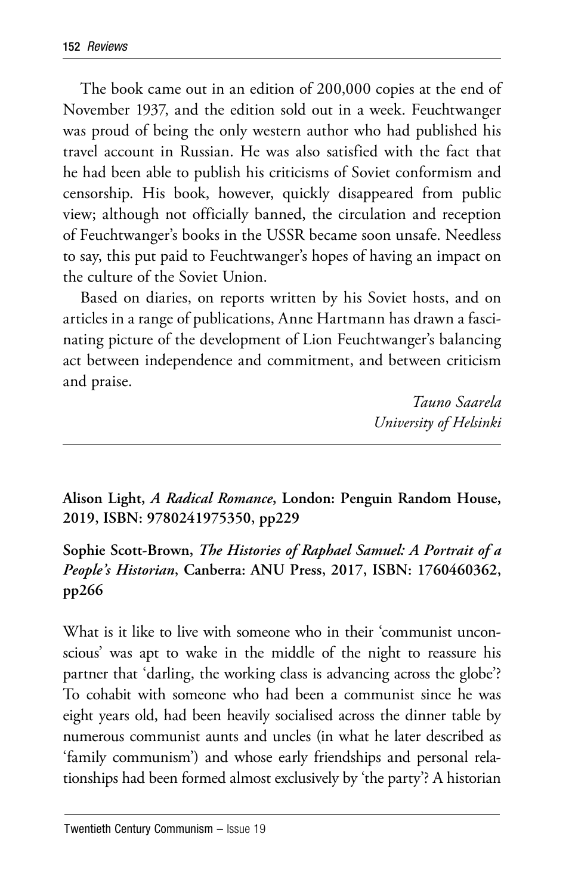The book came out in an edition of 200,000 copies at the end of November 1937, and the edition sold out in a week. Feuchtwanger was proud of being the only western author who had published his travel account in Russian. He was also satisfied with the fact that he had been able to publish his criticisms of Soviet conformism and censorship. His book, however, quickly disappeared from public view; although not officially banned, the circulation and reception of Feuchtwanger's books in the USSR became soon unsafe. Needless to say, this put paid to Feuchtwanger's hopes of having an impact on the culture of the Soviet Union.

Based on diaries, on reports written by his Soviet hosts, and on articles in a range of publications, Anne Hartmann has drawn a fascinating picture of the development of Lion Feuchtwanger's balancing act between independence and commitment, and between criticism and praise.

*Tauno Saarela*
*University of Helsinki*

---

**Alison Light, *A Radical Romance*, London: Penguin Random House, 2019, ISBN: 9780241975350, pp229**

**Sophie Scott-Brown, *The Histories of Raphael Samuel: A Portrait of a People's Historian*, Canberra: ANU Press, 2017, ISBN: 1760460362, pp266**

What is it like to live with someone who in their 'communist unconscious' was apt to wake in the middle of the night to reassure his partner that 'darling, the working class is advancing across the globe'? To cohabit with someone who had been a communist since he was eight years old, had been heavily socialised across the dinner table by numerous communist aunts and uncles (in what he later described as 'family communism') and whose early friendships and personal relationships had been formed almost exclusively by 'the party'? A historian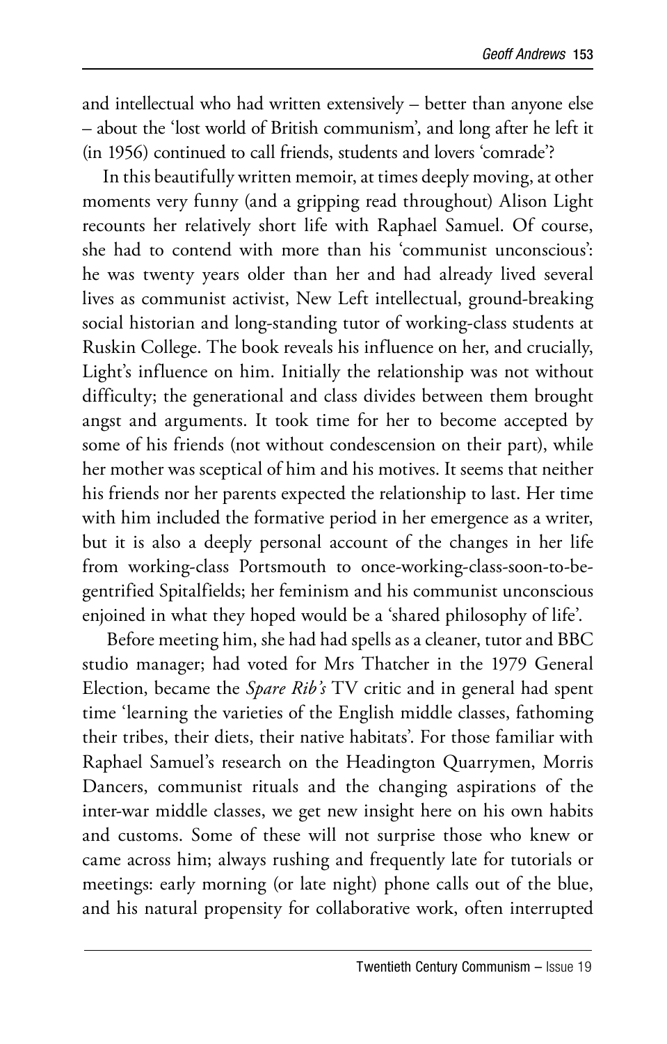and intellectual who had written extensively – better than anyone else – about the 'lost world of British communism', and long after he left it (in 1956) continued to call friends, students and lovers 'comrade'?

In this beautifully written memoir, at times deeply moving, at other moments very funny (and a gripping read throughout) Alison Light recounts her relatively short life with Raphael Samuel. Of course, she had to contend with more than his 'communist unconscious': he was twenty years older than her and had already lived several lives as communist activist, New Left intellectual, ground-breaking social historian and long-standing tutor of working-class students at Ruskin College. The book reveals his influence on her, and crucially, Light's influence on him. Initially the relationship was not without difficulty; the generational and class divides between them brought angst and arguments. It took time for her to become accepted by some of his friends (not without condescension on their part), while her mother was sceptical of him and his motives. It seems that neither his friends nor her parents expected the relationship to last. Her time with him included the formative period in her emergence as a writer, but it is also a deeply personal account of the changes in her life from working-class Portsmouth to once-working-class-soon-to-be-gentrified Spitalfields; her feminism and his communist unconscious enjoined in what they hoped would be a 'shared philosophy of life'.

Before meeting him, she had had spells as a cleaner, tutor and BBC studio manager; had voted for Mrs Thatcher in the 1979 General Election, became the *Spare Rib's* TV critic and in general had spent time 'learning the varieties of the English middle classes, fathoming their tribes, their diets, their native habitats'. For those familiar with Raphael Samuel's research on the Headington Quarrymen, Morris Dancers, communist rituals and the changing aspirations of the inter-war middle classes, we get new insight here on his own habits and customs. Some of these will not surprise those who knew or came across him; always rushing and frequently late for tutorials or meetings: early morning (or late night) phone calls out of the blue, and his natural propensity for collaborative work, often interrupted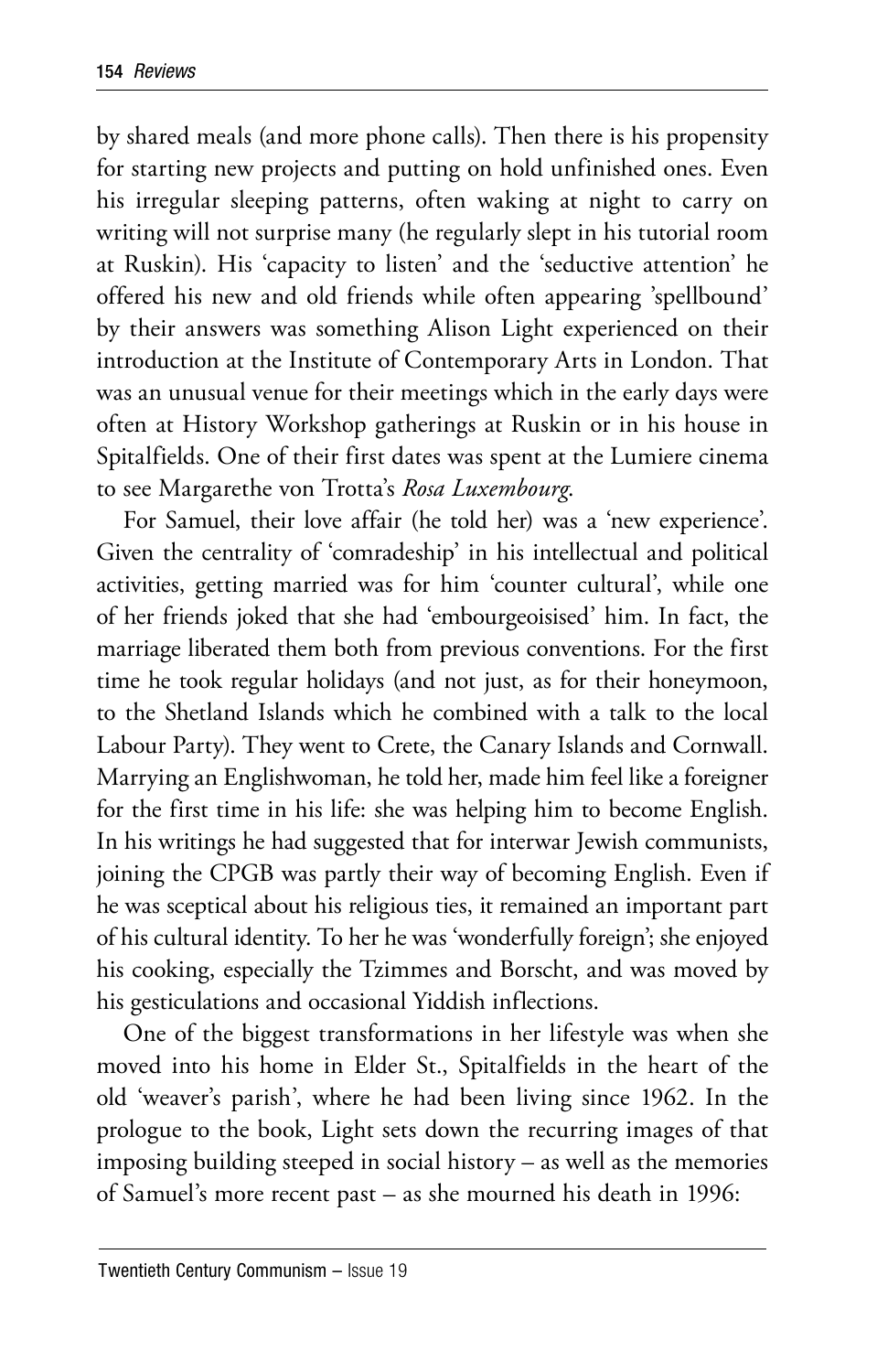by shared meals (and more phone calls). Then there is his propensity for starting new projects and putting on hold unfinished ones. Even his irregular sleeping patterns, often waking at night to carry on writing will not surprise many (he regularly slept in his tutorial room at Ruskin). His 'capacity to listen' and the 'seductive attention' he offered his new and old friends while often appearing 'spellbound' by their answers was something Alison Light experienced on their introduction at the Institute of Contemporary Arts in London. That was an unusual venue for their meetings which in the early days were often at History Workshop gatherings at Ruskin or in his house in Spitalfields. One of their first dates was spent at the Lumiere cinema to see Margarethe von Trotta's *Rosa Luxembourg*.

For Samuel, their love affair (he told her) was a 'new experience'. Given the centrality of 'comradeship' in his intellectual and political activities, getting married was for him 'counter cultural', while one of her friends joked that she had 'embourgeoisised' him. In fact, the marriage liberated them both from previous conventions. For the first time he took regular holidays (and not just, as for their honeymoon, to the Shetland Islands which he combined with a talk to the local Labour Party). They went to Crete, the Canary Islands and Cornwall. Marrying an Englishwoman, he told her, made him feel like a foreigner for the first time in his life: she was helping him to become English. In his writings he had suggested that for interwar Jewish communists, joining the CPGB was partly their way of becoming English. Even if he was sceptical about his religious ties, it remained an important part of his cultural identity. To her he was 'wonderfully foreign'; she enjoyed his cooking, especially the Tzimmes and Borscht, and was moved by his gesticulations and occasional Yiddish inflections.

One of the biggest transformations in her lifestyle was when she moved into his home in Elder St., Spitalfields in the heart of the old 'weaver's parish', where he had been living since 1962. In the prologue to the book, Light sets down the recurring images of that imposing building steeped in social history – as well as the memories of Samuel's more recent past – as she mourned his death in 1996: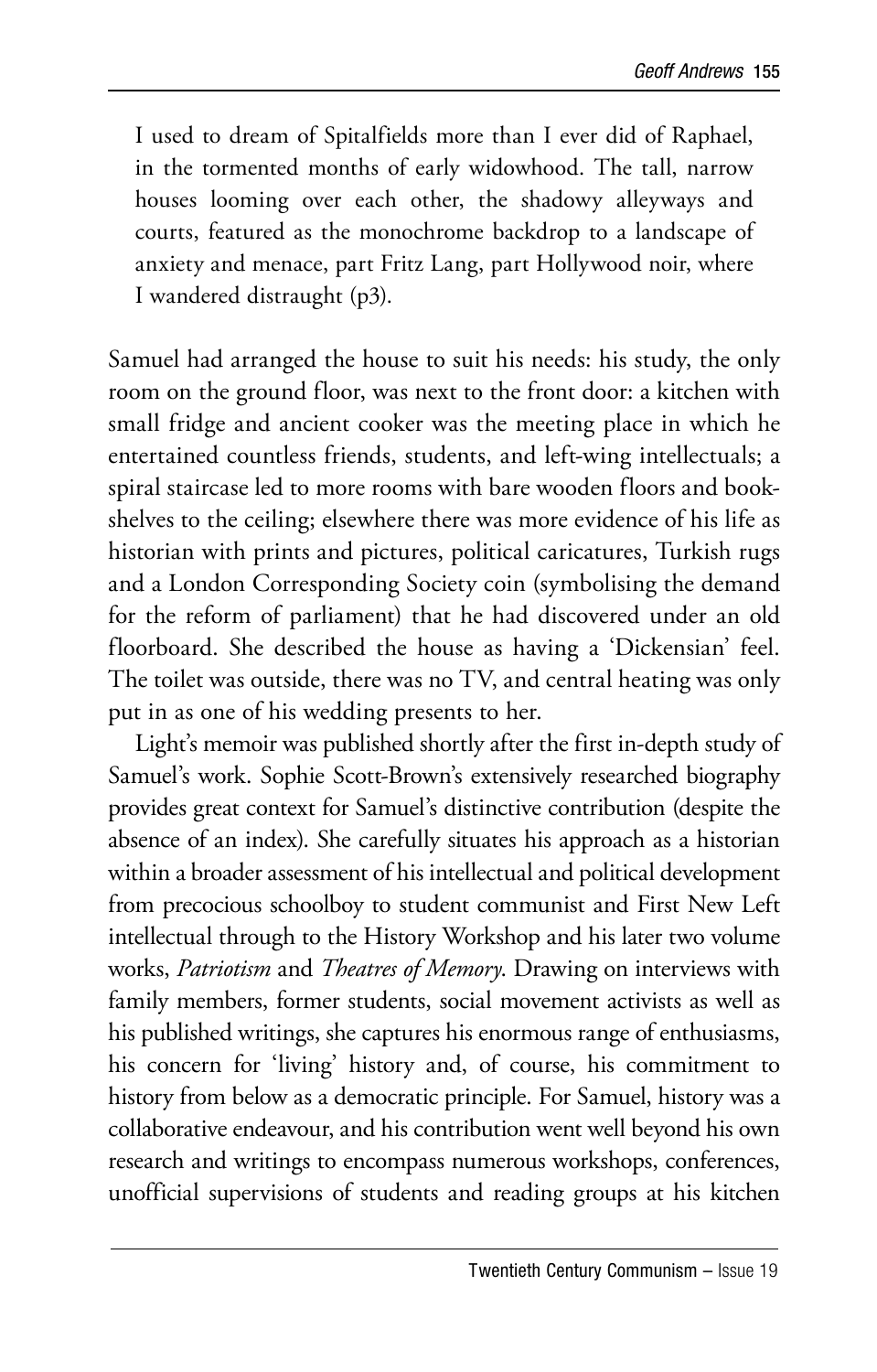> I used to dream of Spitalfields more than I ever did of Raphael, in the tormented months of early widowhood. The tall, narrow houses looming over each other, the shadowy alleyways and courts, featured as the monochrome backdrop to a landscape of anxiety and menace, part Fritz Lang, part Hollywood noir, where I wandered distraught (p3).

Samuel had arranged the house to suit his needs: his study, the only room on the ground floor, was next to the front door: a kitchen with small fridge and ancient cooker was the meeting place in which he entertained countless friends, students, and left-wing intellectuals; a spiral staircase led to more rooms with bare wooden floors and bookshelves to the ceiling; elsewhere there was more evidence of his life as historian with prints and pictures, political caricatures, Turkish rugs and a London Corresponding Society coin (symbolising the demand for the reform of parliament) that he had discovered under an old floorboard. She described the house as having a 'Dickensian' feel. The toilet was outside, there was no TV, and central heating was only put in as one of his wedding presents to her.

Light's memoir was published shortly after the first in-depth study of Samuel's work. Sophie Scott-Brown's extensively researched biography provides great context for Samuel's distinctive contribution (despite the absence of an index). She carefully situates his approach as a historian within a broader assessment of his intellectual and political development from precocious schoolboy to student communist and First New Left intellectual through to the History Workshop and his later two volume works, *Patriotism* and *Theatres of Memory*. Drawing on interviews with family members, former students, social movement activists as well as his published writings, she captures his enormous range of enthusiasms, his concern for 'living' history and, of course, his commitment to history from below as a democratic principle. For Samuel, history was a collaborative endeavour, and his contribution went well beyond his own research and writings to encompass numerous workshops, conferences, unofficial supervisions of students and reading groups at his kitchen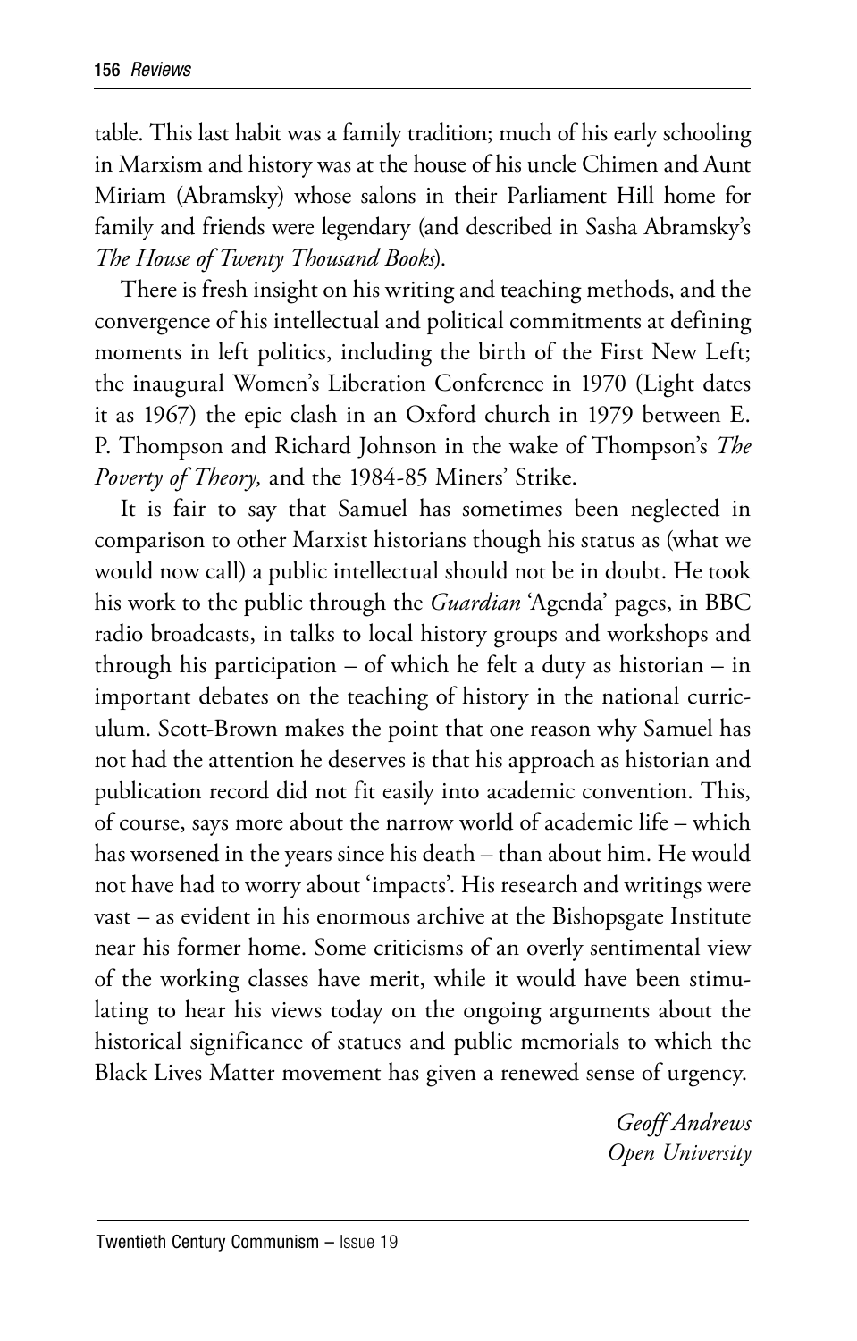table. This last habit was a family tradition; much of his early schooling in Marxism and history was at the house of his uncle Chimen and Aunt Miriam (Abramsky) whose salons in their Parliament Hill home for family and friends were legendary (and described in Sasha Abramsky's *The House of Twenty Thousand Books*).

There is fresh insight on his writing and teaching methods, and the convergence of his intellectual and political commitments at defining moments in left politics, including the birth of the First New Left; the inaugural Women's Liberation Conference in 1970 (Light dates it as 1967) the epic clash in an Oxford church in 1979 between E. P. Thompson and Richard Johnson in the wake of Thompson's *The Poverty of Theory,* and the 1984-85 Miners' Strike.

It is fair to say that Samuel has sometimes been neglected in comparison to other Marxist historians though his status as (what we would now call) a public intellectual should not be in doubt. He took his work to the public through the *Guardian* 'Agenda' pages, in BBC radio broadcasts, in talks to local history groups and workshops and through his participation – of which he felt a duty as historian – in important debates on the teaching of history in the national curriculum. Scott-Brown makes the point that one reason why Samuel has not had the attention he deserves is that his approach as historian and publication record did not fit easily into academic convention. This, of course, says more about the narrow world of academic life – which has worsened in the years since his death – than about him. He would not have had to worry about 'impacts'. His research and writings were vast – as evident in his enormous archive at the Bishopsgate Institute near his former home. Some criticisms of an overly sentimental view of the working classes have merit, while it would have been stimulating to hear his views today on the ongoing arguments about the historical significance of statues and public memorials to which the Black Lives Matter movement has given a renewed sense of urgency.

*Geoff Andrews*
*Open University*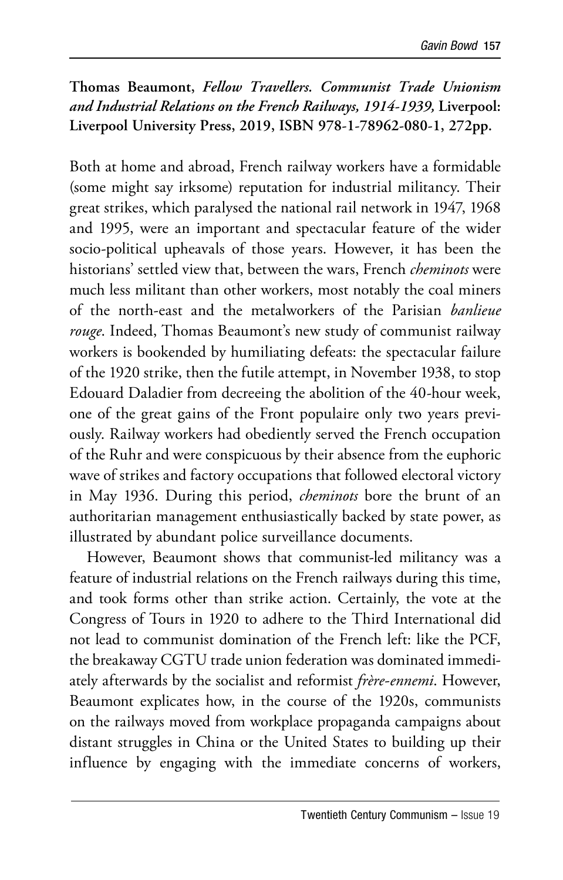**Thomas Beaumont, *Fellow Travellers. Communist Trade Unionism and Industrial Relations on the French Railways, 1914-1939,* Liverpool: Liverpool University Press, 2019, ISBN 978-1-78962-080-1, 272pp.**

Both at home and abroad, French railway workers have a formidable (some might say irksome) reputation for industrial militancy. Their great strikes, which paralysed the national rail network in 1947, 1968 and 1995, were an important and spectacular feature of the wider socio-political upheavals of those years. However, it has been the historians' settled view that, between the wars, French *cheminots* were much less militant than other workers, most notably the coal miners of the north-east and the metalworkers of the Parisian *banlieue rouge*. Indeed, Thomas Beaumont's new study of communist railway workers is bookended by humiliating defeats: the spectacular failure of the 1920 strike, then the futile attempt, in November 1938, to stop Edouard Daladier from decreeing the abolition of the 40-hour week, one of the great gains of the Front populaire only two years previously. Railway workers had obediently served the French occupation of the Ruhr and were conspicuous by their absence from the euphoric wave of strikes and factory occupations that followed electoral victory in May 1936. During this period, *cheminots* bore the brunt of an authoritarian management enthusiastically backed by state power, as illustrated by abundant police surveillance documents.

However, Beaumont shows that communist-led militancy was a feature of industrial relations on the French railways during this time, and took forms other than strike action. Certainly, the vote at the Congress of Tours in 1920 to adhere to the Third International did not lead to communist domination of the French left: like the PCF, the breakaway CGTU trade union federation was dominated immediately afterwards by the socialist and reformist *frère-ennemi*. However, Beaumont explicates how, in the course of the 1920s, communists on the railways moved from workplace propaganda campaigns about distant struggles in China or the United States to building up their influence by engaging with the immediate concerns of workers,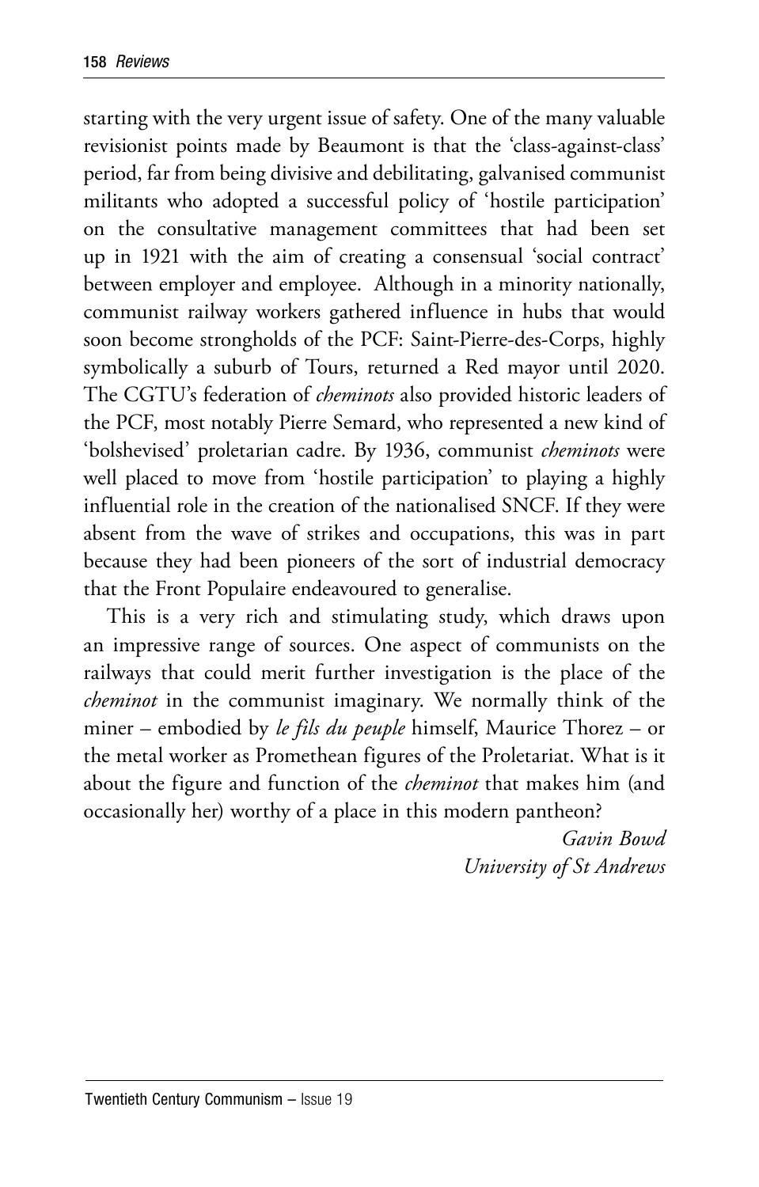starting with the very urgent issue of safety. One of the many valuable revisionist points made by Beaumont is that the 'class-against-class' period, far from being divisive and debilitating, galvanised communist militants who adopted a successful policy of 'hostile participation' on the consultative management committees that had been set up in 1921 with the aim of creating a consensual 'social contract' between employer and employee. Although in a minority nationally, communist railway workers gathered influence in hubs that would soon become strongholds of the PCF: Saint-Pierre-des-Corps, highly symbolically a suburb of Tours, returned a Red mayor until 2020. The CGTU's federation of *cheminots* also provided historic leaders of the PCF, most notably Pierre Semard, who represented a new kind of 'bolshevised' proletarian cadre. By 1936, communist *cheminots* were well placed to move from 'hostile participation' to playing a highly influential role in the creation of the nationalised SNCF. If they were absent from the wave of strikes and occupations, this was in part because they had been pioneers of the sort of industrial democracy that the Front Populaire endeavoured to generalise.

This is a very rich and stimulating study, which draws upon an impressive range of sources. One aspect of communists on the railways that could merit further investigation is the place of the *cheminot* in the communist imaginary. We normally think of the miner – embodied by *le fils du peuple* himself, Maurice Thorez – or the metal worker as Promethean figures of the Proletariat. What is it about the figure and function of the *cheminot* that makes him (and occasionally her) worthy of a place in this modern pantheon?

*Gavin Bowd*
*University of St Andrews*